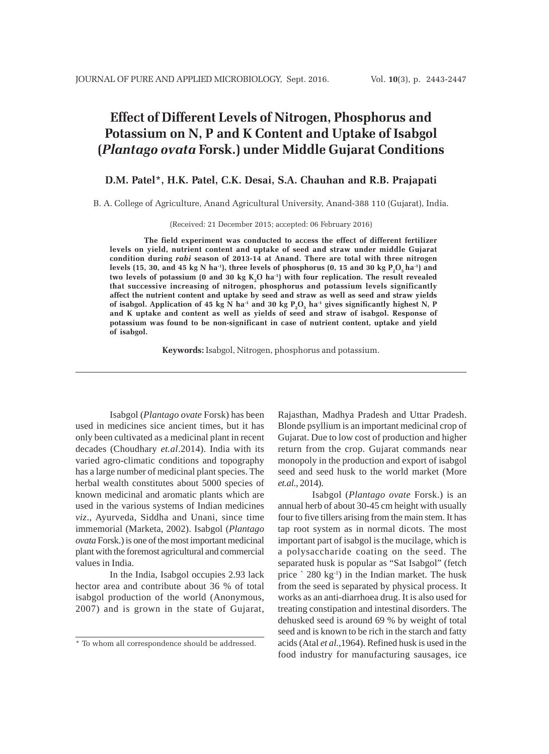# Effect of Different Levels of Nitrogen, Phosphorus and Potassium on N, P and K Content and Uptake of Isabgol (*Plantago ovata* Forsk.) under Middle Gujarat Conditions

**D.M. Patel\*, H.K. Patel, C.K. Desai, S.A. Chauhan and R.B. Prajapati**

B. A. College of Agriculture, Anand Agricultural University, Anand-388 110 (Gujarat), India.

(Received: 21 December 2015; accepted: 06 February 2016)

**The field experiment was conducted to access the effect of different fertilizer levels on yield, nutrient content and uptake of seed and straw under middle Gujarat condition during *rabi* season of 2013-14 at Anand. There are total with three nitrogen levels (15, 30, and 45 kg N ha$^{-1}$), three levels of phosphorus (0, 15 and 30 kg $P_2O_5$ ha$^{-1}$) and two levels of potassium (0 and 30 kg $K_2O$ ha$^{-1}$) with four replication. The result revealed that successive increasing of nitrogen, phosphorus and potassium levels significantly affect the nutrient content and uptake by seed and straw as well as seed and straw yields of isabgol. Application of 45 kg N ha$^{-1}$ and 30 kg $P_2O_5$ ha$^{-1}$ gives significantly highest N, P and K uptake and content as well as yields of seed and straw of isabgol. Response of potassium was found to be non-significant in case of nutrient content, uptake and yield of isabgol.**

**Keywords:** Isabgol, Nitrogen, phosphorus and potassium.

---

Isabgol (*Plantago ovate* Forsk) has been used in medicines sice ancient times, but it has only been cultivated as a medicinal plant in recent decades (Choudhary *et.al*.2014). India with its varied agro-climatic conditions and topography has a large number of medicinal plant species. The herbal wealth constitutes about 5000 species of known medicinal and aromatic plants which are used in the various systems of Indian medicines *viz*., Ayurveda, Siddha and Unani, since time immemorial (Marketa, 2002). Isabgol (*Plantago ovata* Forsk.) is one of the most important medicinal plant with the foremost agricultural and commercial values in India.

In the India, Isabgol occupies 2.93 lack hector area and contribute about 36 % of total isabgol production of the world (Anonymous, 2007) and is grown in the state of Gujarat, Rajasthan, Madhya Pradesh and Uttar Pradesh. Blonde psyllium is an important medicinal crop of Gujarat. Due to low cost of production and higher return from the crop. Gujarat commands near monopoly in the production and export of isabgol seed and seed husk to the world market (More *et.al.,* 2014).

Isabgol (*Plantago ovate* Forsk.) is an annual herb of about 30-45 cm height with usually four to five tillers arising from the main stem. It has tap root system as in normal dicots. The most important part of isabgol is the mucilage, which is a polysaccharide coating on the seed. The separated husk is popular as "Sat Isabgol" (fetch price ` 280 kg$^{-1}$) in the Indian market. The husk from the seed is separated by physical process. It works as an anti-diarrhoea drug. It is also used for treating constipation and intestinal disorders. The dehusked seed is around 69 % by weight of total seed and is known to be rich in the starch and fatty acids (Atal *et al.*,1964). Refined husk is used in the food industry for manufacturing sausages, ice

\* To whom all correspondence should be addressed.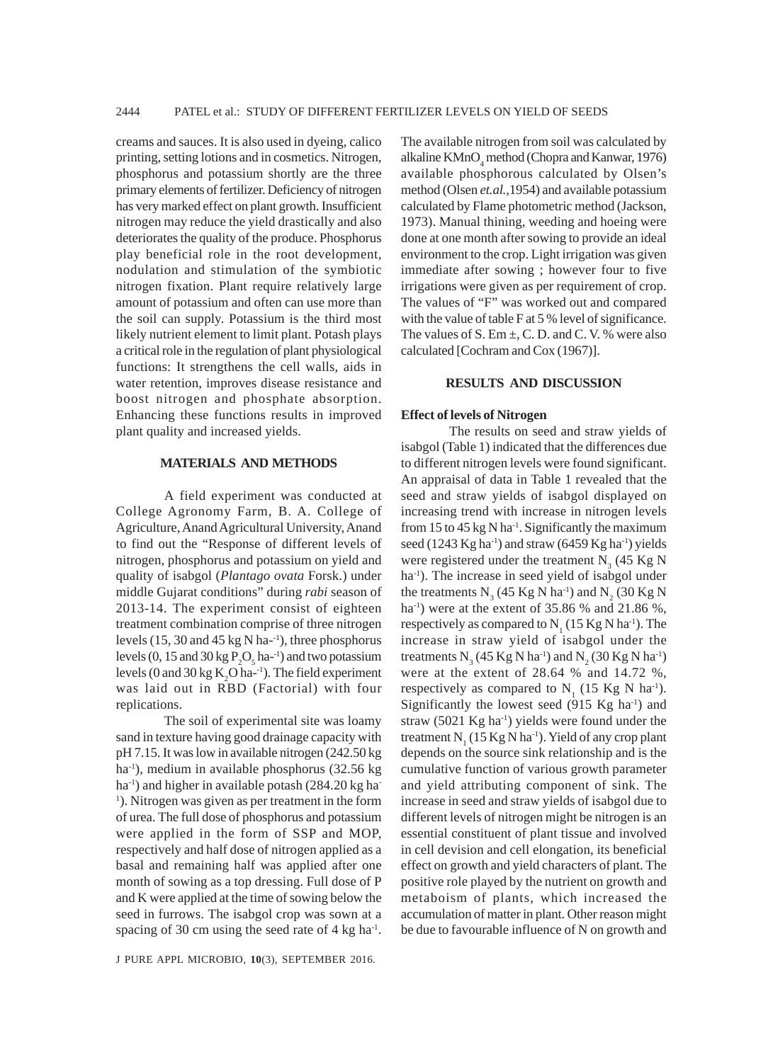creams and sauces. It is also used in dyeing, calico printing, setting lotions and in cosmetics. Nitrogen, phosphorus and potassium shortly are the three primary elements of fertilizer. Deficiency of nitrogen has very marked effect on plant growth. Insufficient nitrogen may reduce the yield drastically and also deteriorates the quality of the produce. Phosphorus play beneficial role in the root development, nodulation and stimulation of the symbiotic nitrogen fixation. Plant require relatively large amount of potassium and often can use more than the soil can supply. Potassium is the third most likely nutrient element to limit plant. Potash plays a critical role in the regulation of plant physiological functions: It strengthens the cell walls, aids in water retention, improves disease resistance and boost nitrogen and phosphate absorption. Enhancing these functions results in improved plant quality and increased yields.

## MATERIALS AND METHODS

A field experiment was conducted at College Agronomy Farm, B. A. College of Agriculture, Anand Agricultural University, Anand to find out the "Response of different levels of nitrogen, phosphorus and potassium on yield and quality of isabgol (*Plantago ovata* Forsk.) under middle Gujarat conditions" during *rabi* season of 2013-14. The experiment consist of eighteen treatment combination comprise of three nitrogen levels (15, 30 and 45 kg N ha-$^{-1}$), three phosphorus levels (0, 15 and 30 kg $P_2O_5$ ha-$^{-1}$) and two potassium levels (0 and 30 kg $K_2O$ ha-$^{-1}$). The field experiment was laid out in RBD (Factorial) with four replications.

The soil of experimental site was loamy sand in texture having good drainage capacity with pH 7.15. It was low in available nitrogen (242.50 kg ha$^{-1}$), medium in available phosphorus (32.56 kg ha$^{-1}$) and higher in available potash (284.20 kg ha$^{-1}$). Nitrogen was given as per treatment in the form of urea. The full dose of phosphorus and potassium were applied in the form of SSP and MOP, respectively and half dose of nitrogen applied as a basal and remaining half was applied after one month of sowing as a top dressing. Full dose of P and K were applied at the time of sowing below the seed in furrows. The isabgol crop was sown at a spacing of 30 cm using the seed rate of 4 kg ha$^{-1}$. The available nitrogen from soil was calculated by alkaline $KMnO_4$ method (Chopra and Kanwar, 1976) available phosphorous calculated by Olsen's method (Olsen *et.al.*,1954) and available potassium calculated by Flame photometric method (Jackson, 1973). Manual thining, weeding and hoeing were done at one month after sowing to provide an ideal environment to the crop. Light irrigation was given immediate after sowing ; however four to five irrigations were given as per requirement of crop. The values of "F" was worked out and compared with the value of table F at 5 % level of significance. The values of S. Em ±, C. D. and C. V. % were also calculated [Cochram and Cox (1967)].

## RESULTS AND DISCUSSION

### Effect of levels of Nitrogen

The results on seed and straw yields of isabgol (Table 1) indicated that the differences due to different nitrogen levels were found significant. An appraisal of data in Table 1 revealed that the seed and straw yields of isabgol displayed on increasing trend with increase in nitrogen levels from 15 to 45 kg N ha$^{-1}$. Significantly the maximum seed (1243 Kg ha$^{-1}$) and straw (6459 Kg ha$^{-1}$) yields were registered under the treatment $N_3$ (45 Kg N ha$^{-1}$). The increase in seed yield of isabgol under the treatments $N_3$ (45 Kg N ha$^{-1}$) and $N_2$ (30 Kg N ha$^{-1}$) were at the extent of 35.86 % and 21.86 %, respectively as compared to $N_1$ (15 Kg N ha$^{-1}$). The increase in straw yield of isabgol under the treatments $N_3$ (45 Kg N ha$^{-1}$) and $N_2$ (30 Kg N ha$^{-1}$) were at the extent of 28.64 % and 14.72 %, respectively as compared to $N_1$ (15 Kg N ha$^{-1}$). Significantly the lowest seed (915 Kg ha$^{-1}$) and straw (5021 Kg ha$^{-1}$) yields were found under the treatment $N_1$ (15 Kg N ha$^{-1}$). Yield of any crop plant depends on the source sink relationship and is the cumulative function of various growth parameter and yield attributing component of sink. The increase in seed and straw yields of isabgol due to different levels of nitrogen might be nitrogen is an essential constituent of plant tissue and involved in cell devision and cell elongation, its beneficial effect on growth and yield characters of plant. The positive role played by the nutrient on growth and metaboism of plants, which increased the accumulation of matter in plant. Other reason might be due to favourable influence of N on growth and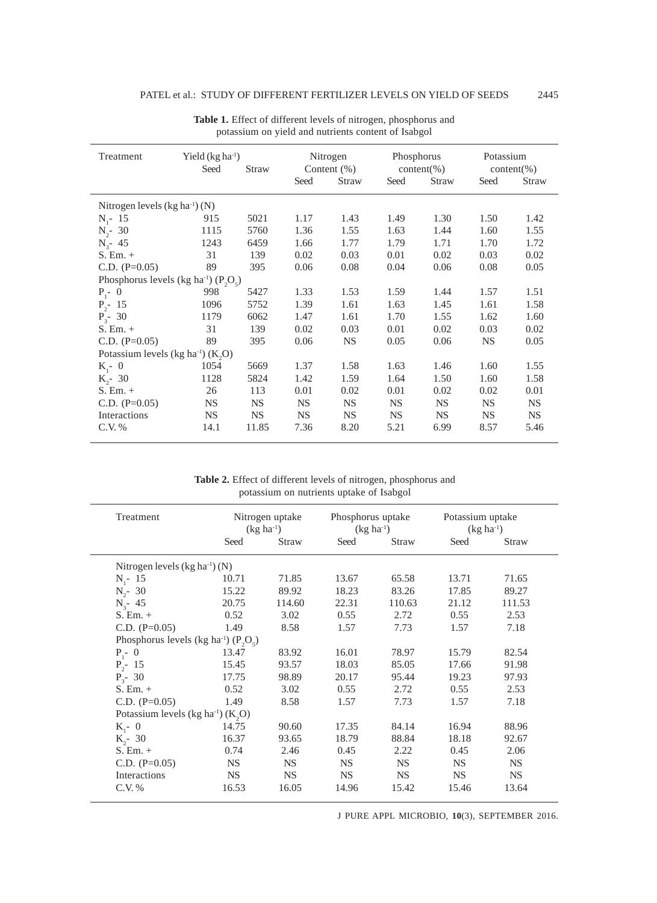**Table 1.** Effect of different levels of nitrogen, phosphorus and potassium on yield and nutrients content of Isabgol

| Treatment | Yield (kg ha$^{-1}$) | | Nitrogen Content (%) | | Phosphorus content(%) | | Potassium content(%) | |
|---|---|---|---|---|---|---|---|---|
| | Seed | Straw | Seed | Straw | Seed | Straw | Seed | Straw |
| Nitrogen levels (kg ha$^{-1}$) (N) | | | | | | | | |
| $N_1$- 15 | 915 | 5021 | 1.17 | 1.43 | 1.49 | 1.30 | 1.50 | 1.42 |
| $N_2$- 30 | 1115 | 5760 | 1.36 | 1.55 | 1.63 | 1.44 | 1.60 | 1.55 |
| $N_3$- 45 | 1243 | 6459 | 1.66 | 1.77 | 1.79 | 1.71 | 1.70 | 1.72 |
| S. Em. + | 31 | 139 | 0.02 | 0.03 | 0.01 | 0.02 | 0.03 | 0.02 |
| C.D. (P=0.05) | 89 | 395 | 0.06 | 0.08 | 0.04 | 0.06 | 0.08 | 0.05 |
| Phosphorus levels (kg ha$^{-1}$) ($P_2O_5$) | | | | | | | | |
| $P_1$- 0 | 998 | 5427 | 1.33 | 1.53 | 1.59 | 1.44 | 1.57 | 1.51 |
| $P_2$- 15 | 1096 | 5752 | 1.39 | 1.61 | 1.63 | 1.45 | 1.61 | 1.58 |
| $P_3$- 30 | 1179 | 6062 | 1.47 | 1.61 | 1.70 | 1.55 | 1.62 | 1.60 |
| S. Em. + | 31 | 139 | 0.02 | 0.03 | 0.01 | 0.02 | 0.03 | 0.02 |
| C.D. (P=0.05) | 89 | 395 | 0.06 | NS | 0.05 | 0.06 | NS | 0.05 |
| Potassium levels (kg ha$^{-1}$) ($K_2O$) | | | | | | | | |
| $K_1$- 0 | 1054 | 5669 | 1.37 | 1.58 | 1.63 | 1.46 | 1.60 | 1.55 |
| $K_2$- 30 | 1128 | 5824 | 1.42 | 1.59 | 1.64 | 1.50 | 1.60 | 1.58 |
| S. Em. + | 26 | 113 | 0.01 | 0.02 | 0.01 | 0.02 | 0.02 | 0.01 |
| C.D. (P=0.05) | NS | NS | NS | NS | NS | NS | NS | NS |
| Interactions | NS | NS | NS | NS | NS | NS | NS | NS |
| C.V. % | 14.1 | 11.85 | 7.36 | 8.20 | 5.21 | 6.99 | 8.57 | 5.46 |

**Table 2.** Effect of different levels of nitrogen, phosphorus and potassium on nutrients uptake of Isabgol

| Treatment | Nitrogen uptake (kg ha$^{-1}$) | | Phosphorus uptake (kg ha$^{-1}$) | | Potassium uptake (kg ha$^{-1}$) | |
|---|---|---|---|---|---|---|
| | Seed | Straw | Seed | Straw | Seed | Straw |
| Nitrogen levels (kg ha$^{-1}$) (N) | | | | | | |
| $N_1$- 15 | 10.71 | 71.85 | 13.67 | 65.58 | 13.71 | 71.65 |
| $N_2$- 30 | 15.22 | 89.92 | 18.23 | 83.26 | 17.85 | 89.27 |
| $N_3$- 45 | 20.75 | 114.60 | 22.31 | 110.63 | 21.12 | 111.53 |
| S. Em. + | 0.52 | 3.02 | 0.55 | 2.72 | 0.55 | 2.53 |
| C.D. (P=0.05) | 1.49 | 8.58 | 1.57 | 7.73 | 1.57 | 7.18 |
| Phosphorus levels (kg ha$^{-1}$) ($P_2O_5$) | | | | | | |
| $P_1$- 0 | 13.47 | 83.92 | 16.01 | 78.97 | 15.79 | 82.54 |
| $P_2$- 15 | 15.45 | 93.57 | 18.03 | 85.05 | 17.66 | 91.98 |
| $P_3$- 30 | 17.75 | 98.89 | 20.17 | 95.44 | 19.23 | 97.93 |
| S. Em. + | 0.52 | 3.02 | 0.55 | 2.72 | 0.55 | 2.53 |
| C.D. (P=0.05) | 1.49 | 8.58 | 1.57 | 7.73 | 1.57 | 7.18 |
| Potassium levels (kg ha$^{-1}$) ($K_2O$) | | | | | | |
| $K_1$- 0 | 14.75 | 90.60 | 17.35 | 84.14 | 16.94 | 88.96 |
| $K_2$- 30 | 16.37 | 93.65 | 18.79 | 88.84 | 18.18 | 92.67 |
| S. Em. + | 0.74 | 2.46 | 0.45 | 2.22 | 0.45 | 2.06 |
| C.D. (P=0.05) | NS | NS | NS | NS | NS | NS |
| Interactions | NS | NS | NS | NS | NS | NS |
| C.V. % | 16.53 | 16.05 | 14.96 | 15.42 | 15.46 | 13.64 |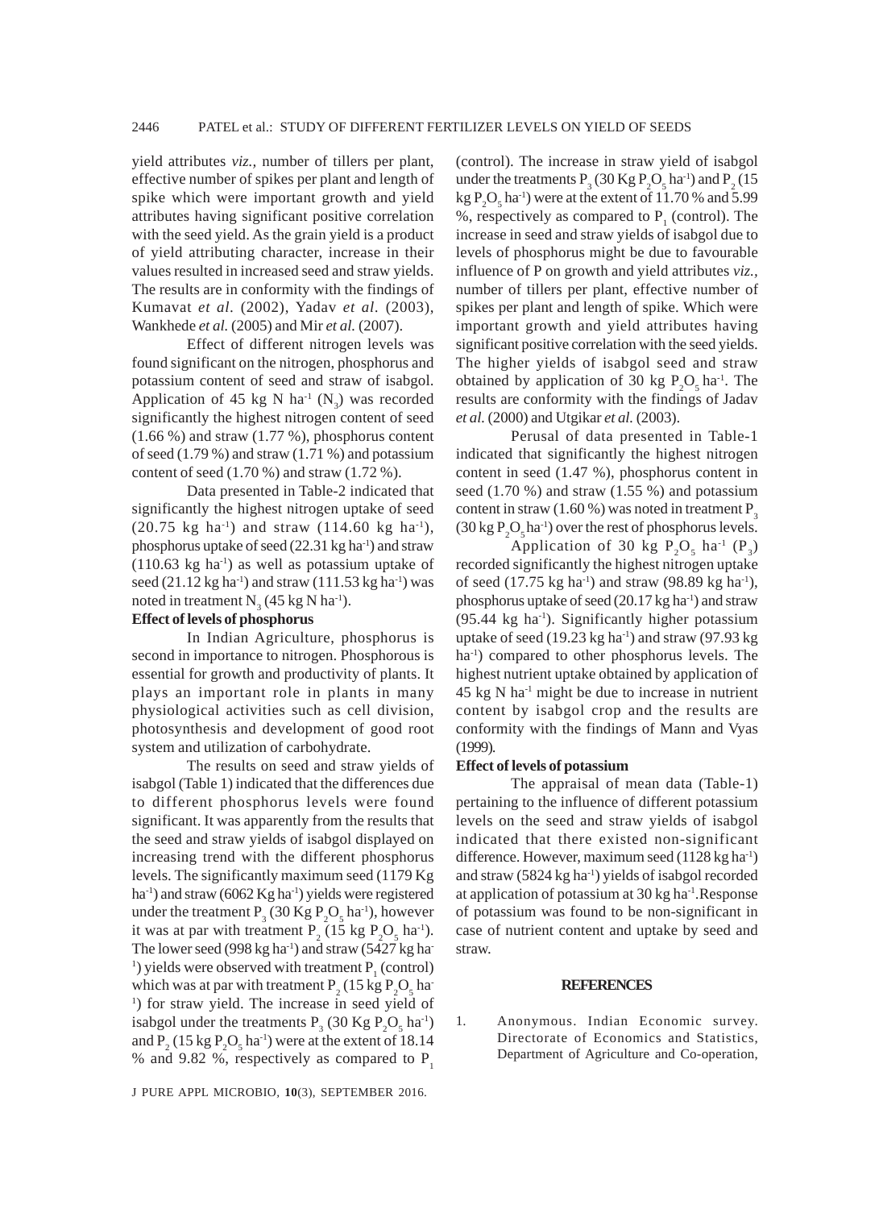yield attributes *viz.*, number of tillers per plant, effective number of spikes per plant and length of spike which were important growth and yield attributes having significant positive correlation with the seed yield. As the grain yield is a product of yield attributing character, increase in their values resulted in increased seed and straw yields. The results are in conformity with the findings of Kumavat *et al.* (2002), Yadav *et al.* (2003), Wankhede *et al.* (2005) and Mir *et al.* (2007).

Effect of different nitrogen levels was found significant on the nitrogen, phosphorus and potassium content of seed and straw of isabgol. Application of 45 kg N $ha^{-1}$ ($N_3$) was recorded significantly the highest nitrogen content of seed (1.66 %) and straw (1.77 %), phosphorus content of seed (1.79 %) and straw (1.71 %) and potassium content of seed (1.70 %) and straw (1.72 %).

Data presented in Table-2 indicated that significantly the highest nitrogen uptake of seed (20.75 kg $ha^{-1}$) and straw (114.60 kg $ha^{-1}$), phosphorus uptake of seed (22.31 kg $ha^{-1}$) and straw (110.63 kg $ha^{-1}$) as well as potassium uptake of seed (21.12 kg $ha^{-1}$) and straw (111.53 kg $ha^{-1}$) was noted in treatment $N_3$ (45 kg N $ha^{-1}$).

**Effect of levels of phosphorus**

In Indian Agriculture, phosphorus is second in importance to nitrogen. Phosphorous is essential for growth and productivity of plants. It plays an important role in plants in many physiological activities such as cell division, photosynthesis and development of good root system and utilization of carbohydrate.

The results on seed and straw yields of isabgol (Table 1) indicated that the differences due to different phosphorus levels were found significant. It was apparently from the results that the seed and straw yields of isabgol displayed on increasing trend with the different phosphorus levels. The significantly maximum seed (1179 Kg $ha^{-1}$) and straw (6062 Kg $ha^{-1}$) yields were registered under the treatment $P_3$ (30 Kg $P_2O_5$ $ha^{-1}$), however it was at par with treatment $P_2$ (15 kg $P_2O_5$ $ha^{-1}$). The lower seed (998 kg $ha^{-1}$) and straw (5427 kg $ha^{-1}$) yields were observed with treatment $P_1$ (control) which was at par with treatment $P_2$ (15 kg $P_2O_5$ $ha^{-1}$) for straw yield. The increase in seed yield of isabgol under the treatments $P_3$ (30 Kg $P_2O_5$ $ha^{-1}$) and $P_2$ (15 kg $P_2O_5$ $ha^{-1}$) were at the extent of 18.14 % and 9.82 %, respectively as compared to $P_1$ (control). The increase in straw yield of isabgol under the treatments $P_3$ (30 Kg $P_2O_5$ $ha^{-1}$) and $P_2$ (15 kg $P_2O_5$ $ha^{-1}$) were at the extent of 11.70 % and 5.99 %, respectively as compared to $P_1$ (control). The increase in seed and straw yields of isabgol due to levels of phosphorus might be due to favourable influence of P on growth and yield attributes *viz.*, number of tillers per plant, effective number of spikes per plant and length of spike. Which were important growth and yield attributes having significant positive correlation with the seed yields. The higher yields of isabgol seed and straw obtained by application of 30 kg $P_2O_5$ $ha^{-1}$. The results are conformity with the findings of Jadav *et al.* (2000) and Utgikar *et al.* (2003).

Perusal of data presented in Table-1 indicated that significantly the highest nitrogen content in seed (1.47 %), phosphorus content in seed (1.70 %) and straw (1.55 %) and potassium content in straw (1.60 %) was noted in treatment $P_3$ (30 kg $P_2O_5$ $ha^{-1}$) over the rest of phosphorus levels.

Application of 30 kg $P_2O_5$ $ha^{-1}$ ($P_3$) recorded significantly the highest nitrogen uptake of seed (17.75 kg $ha^{-1}$) and straw (98.89 kg $ha^{-1}$), phosphorus uptake of seed (20.17 kg $ha^{-1}$) and straw (95.44 kg $ha^{-1}$). Significantly higher potassium uptake of seed (19.23 kg $ha^{-1}$) and straw (97.93 kg $ha^{-1}$) compared to other phosphorus levels. The highest nutrient uptake obtained by application of 45 kg N $ha^{-1}$ might be due to increase in nutrient content by isabgol crop and the results are conformity with the findings of Mann and Vyas (1999).

**Effect of levels of potassium**

The appraisal of mean data (Table-1) pertaining to the influence of different potassium levels on the seed and straw yields of isabgol indicated that there existed non-significant difference. However, maximum seed (1128 kg $ha^{-1}$) and straw (5824 kg $ha^{-1}$) yields of isabgol recorded at application of potassium at 30 kg $ha^{-1}$. Response of potassium was found to be non-significant in case of nutrient content and uptake by seed and straw.

## REFERENCES

1. Anonymous. Indian Economic survey. Directorate of Economics and Statistics, Department of Agriculture and Co-operation,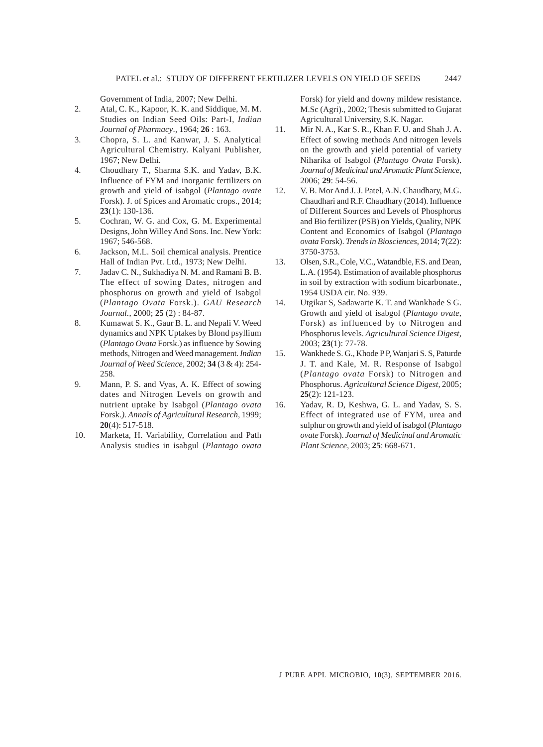Government of India, 2007; New Delhi.

2. Atal, C. K., Kapoor, K. K. and Siddique, M. M. Studies on Indian Seed Oils: Part-I, *Indian Journal of Pharmacy*., 1964; **26** : 163.
3. Chopra, S. L. and Kanwar, J. S. Analytical Agricultural Chemistry. Kalyani Publisher, 1967; New Delhi.
4. Choudhary T., Sharma S.K. and Yadav, B.K. Influence of FYM and inorganic fertilizers on growth and yield of isabgol (*Plantago ovate* Forsk). J. of Spices and Aromatic crops., 2014; **23**(1): 130-136.
5. Cochran, W. G. and Cox, G. M. Experimental Designs, John Willey And Sons. Inc. New York: 1967; 546-568.
6. Jackson, M.L. Soil chemical analysis. Prentice Hall of Indian Pvt. Ltd., 1973; New Delhi.
7. Jadav C. N., Sukhadiya N. M. and Ramani B. B. The effect of sowing Dates, nitrogen and phosphorus on growth and yield of Isabgol (*Plantago Ovata* Forsk.). *GAU Research Journal.*, 2000; **25** (2) : 84-87.
8. Kumawat S. K., Gaur B. L. and Nepali V. Weed dynamics and NPK Uptakes by Blond psyllium (*Plantago Ovata* Forsk.) as influence by Sowing methods, Nitrogen and Weed management. *Indian Journal of Weed Science*, 2002; **34** (3 & 4): 254-258.
9. Mann, P. S. and Vyas, A. K. Effect of sowing dates and Nitrogen Levels on growth and nutrient uptake by Isabgol (*Plantago ovata* Forsk.*). Annals of Agricultural Research*, 1999; **20**(4): 517-518.
10. Marketa, H. Variability, Correlation and Path Analysis studies in isabgul (*Plantago ovata* Forsk) for yield and downy mildew resistance. M.Sc (Agri)., 2002; Thesis submitted to Gujarat Agricultural University, S.K. Nagar.
11. Mir N. A., Kar S. R., Khan F. U. and Shah J. A. Effect of sowing methods And nitrogen levels on the growth and yield potential of variety Niharika of Isabgol (*Plantago Ovata* Forsk). *Journal of Medicinal and Aromatic Plant Science*, 2006; **29**: 54-56.
12. V. B. Mor And J. J. Patel, A.N. Chaudhary, M.G. Chaudhari and R.F. Chaudhary (2014). Influence of Different Sources and Levels of Phosphorus and Bio fertilizer (PSB) on Yields, Quality, NPK Content and Economics of Isabgol (*Plantago ovata* Forsk). *Trends in Biosciences*, 2014; **7**(22): 3750-3753.
13. Olsen, S.R., Cole, V.C., Watandble, F.S. and Dean, L.A. (1954). Estimation of available phosphorus in soil by extraction with sodium bicarbonate., 1954 USDA cir. No. 939.
14. Utgikar S, Sadawarte K. T. and Wankhade S G. Growth and yield of isabgol (*Plantago ovate*, Forsk) as influenced by to Nitrogen and Phosphorus levels. *Agricultural Science Digest*, 2003; **23**(1): 77-78.
15. Wankhede S. G., Khode P P, Wanjari S. S, Paturde J. T. and Kale, M. R. Response of Isabgol (*Plantago ovata* Forsk) to Nitrogen and Phosphorus. *Agricultural Science Digest*, 2005; **25**(2): 121-123.
16. Yadav, R. D, Keshwa, G. L. and Yadav, S. S. Effect of integrated use of FYM, urea and sulphur on growth and yield of isabgol (*Plantago ovate* Forsk). *Journal of Medicinal and Aromatic Plant Science*, 2003; **25**: 668-671.